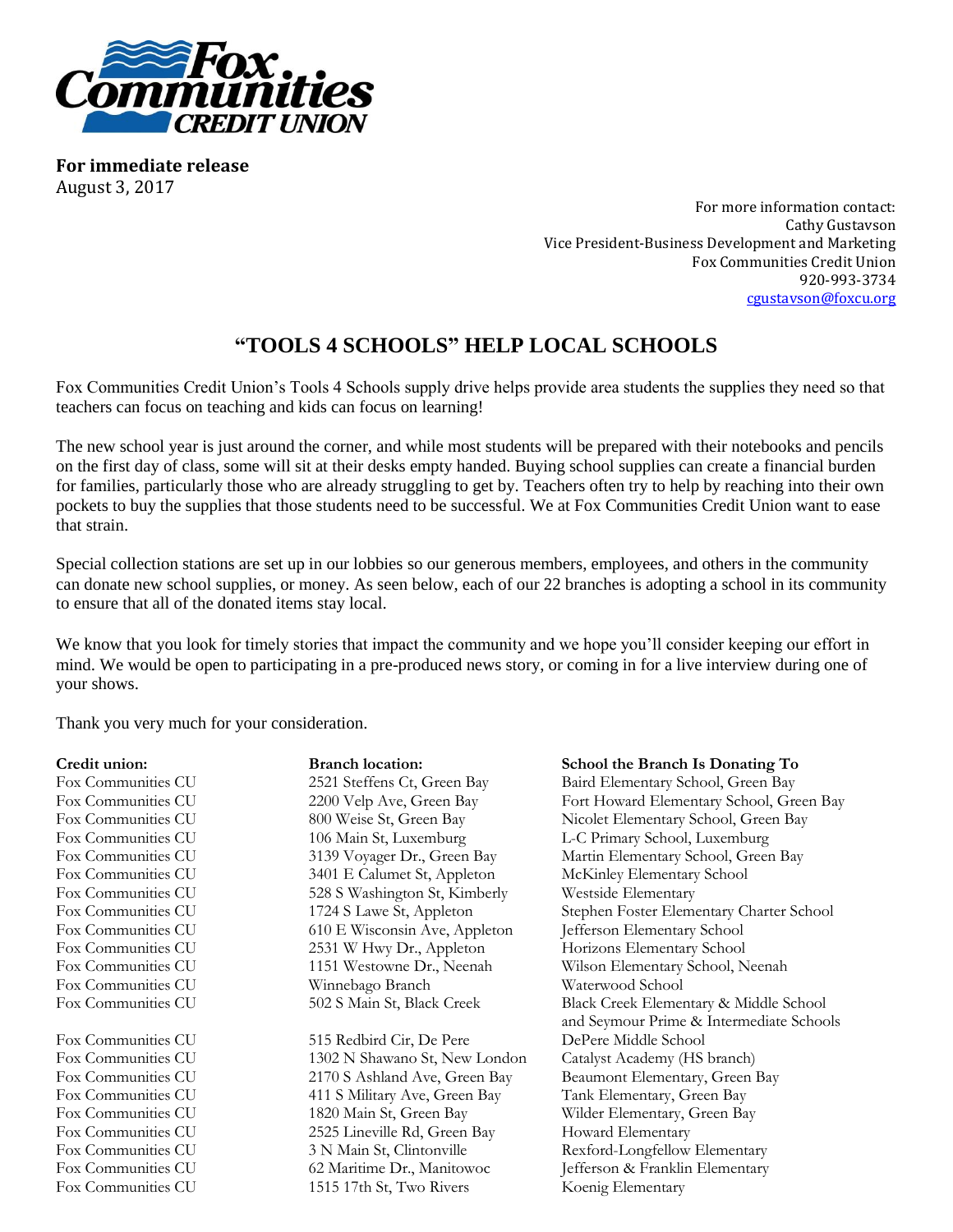**For immediate release**
August 3, 2017

For more information contact:
Cathy Gustavson
Vice President-Business Development and Marketing
Fox Communities Credit Union
920-993-3734
cgustavson@foxcu.org

# "TOOLS 4 SCHOOLS" HELP LOCAL SCHOOLS

Fox Communities Credit Union's Tools 4 Schools supply drive helps provide area students the supplies they need so that teachers can focus on teaching and kids can focus on learning!

The new school year is just around the corner, and while most students will be prepared with their notebooks and pencils on the first day of class, some will sit at their desks empty handed. Buying school supplies can create a financial burden for families, particularly those who are already struggling to get by. Teachers often try to help by reaching into their own pockets to buy the supplies that those students need to be successful. We at Fox Communities Credit Union want to ease that strain.

Special collection stations are set up in our lobbies so our generous members, employees, and others in the community can donate new school supplies, or money. As seen below, each of our 22 branches is adopting a school in its community to ensure that all of the donated items stay local.

We know that you look for timely stories that impact the community and we hope you'll consider keeping our effort in mind. We would be open to participating in a pre-produced news story, or coming in for a live interview during one of your shows.

Thank you very much for your consideration.

| Credit union: | Branch location: | School the Branch Is Donating To |
|---|---|---|
| Fox Communities CU | 2521 Steffens Ct, Green Bay | Baird Elementary School, Green Bay |
| Fox Communities CU | 2200 Velp Ave, Green Bay | Fort Howard Elementary School, Green Bay |
| Fox Communities CU | 800 Weise St, Green Bay | Nicolet Elementary School, Green Bay |
| Fox Communities CU | 106 Main St, Luxemburg | L-C Primary School, Luxemburg |
| Fox Communities CU | 3139 Voyager Dr., Green Bay | Martin Elementary School, Green Bay |
| Fox Communities CU | 3401 E Calumet St, Appleton | McKinley Elementary School |
| Fox Communities CU | 528 S Washington St, Kimberly | Westside Elementary |
| Fox Communities CU | 1724 S Lawe St, Appleton | Stephen Foster Elementary Charter School |
| Fox Communities CU | 610 E Wisconsin Ave, Appleton | Jefferson Elementary School |
| Fox Communities CU | 2531 W Hwy Dr., Appleton | Horizons Elementary School |
| Fox Communities CU | 1151 Westowne Dr., Neenah | Wilson Elementary School, Neenah |
| Fox Communities CU | Winnebago Branch | Waterwood School |
| Fox Communities CU | 502 S Main St, Black Creek | Black Creek Elementary & Middle School and Seymour Prime & Intermediate Schools |
| Fox Communities CU | 515 Redbird Cir, De Pere | DePere Middle School |
| Fox Communities CU | 1302 N Shawano St, New London | Catalyst Academy (HS branch) |
| Fox Communities CU | 2170 S Ashland Ave, Green Bay | Beaumont Elementary, Green Bay |
| Fox Communities CU | 411 S Military Ave, Green Bay | Tank Elementary, Green Bay |
| Fox Communities CU | 1820 Main St, Green Bay | Wilder Elementary, Green Bay |
| Fox Communities CU | 2525 Lineville Rd, Green Bay | Howard Elementary |
| Fox Communities CU | 3 N Main St, Clintonville | Rexford-Longfellow Elementary |
| Fox Communities CU | 62 Maritime Dr., Manitowoc | Jefferson & Franklin Elementary |
| Fox Communities CU | 1515 17th St, Two Rivers | Koenig Elementary |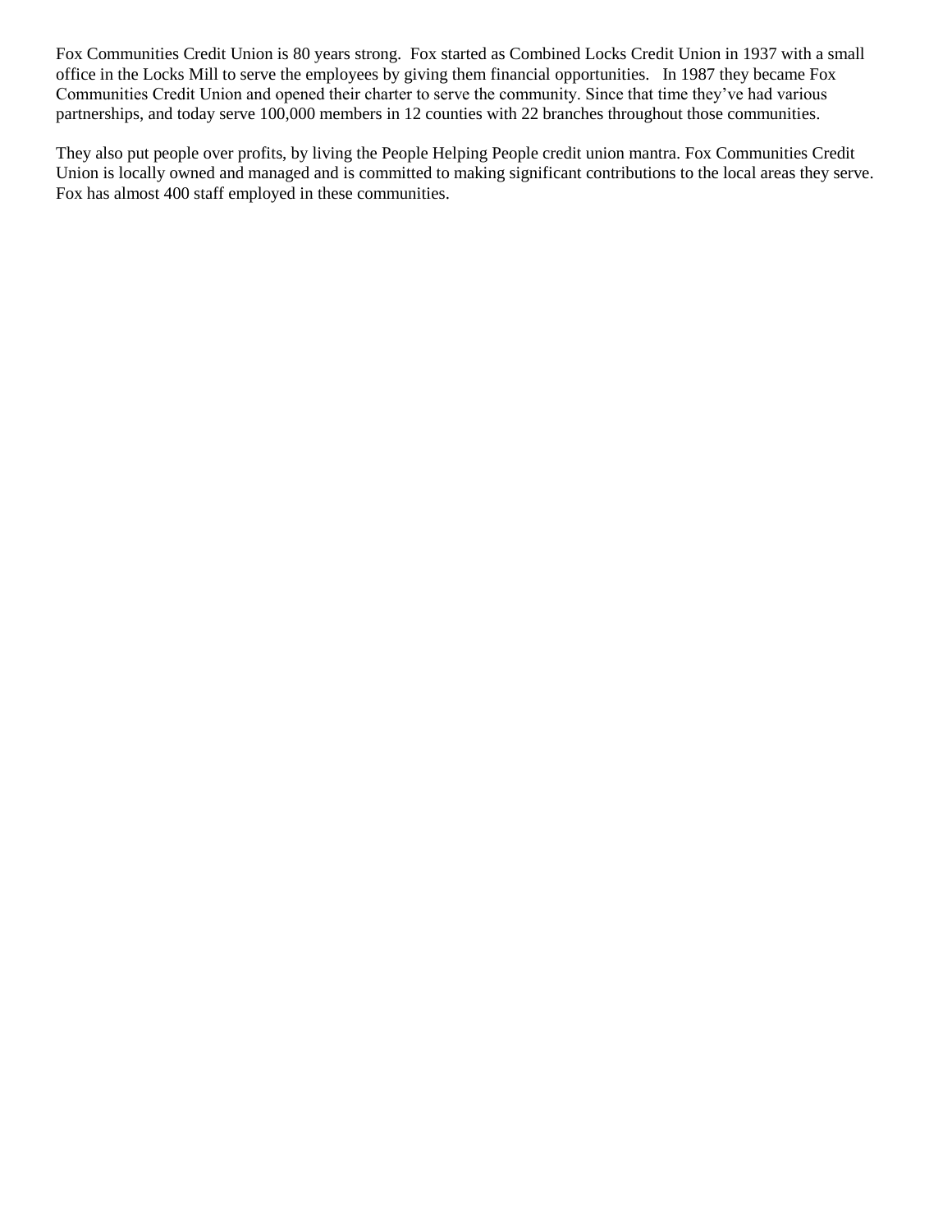Fox Communities Credit Union is 80 years strong. Fox started as Combined Locks Credit Union in 1937 with a small office in the Locks Mill to serve the employees by giving them financial opportunities. In 1987 they became Fox Communities Credit Union and opened their charter to serve the community. Since that time they've had various partnerships, and today serve 100,000 members in 12 counties with 22 branches throughout those communities.

They also put people over profits, by living the People Helping People credit union mantra. Fox Communities Credit Union is locally owned and managed and is committed to making significant contributions to the local areas they serve. Fox has almost 400 staff employed in these communities.